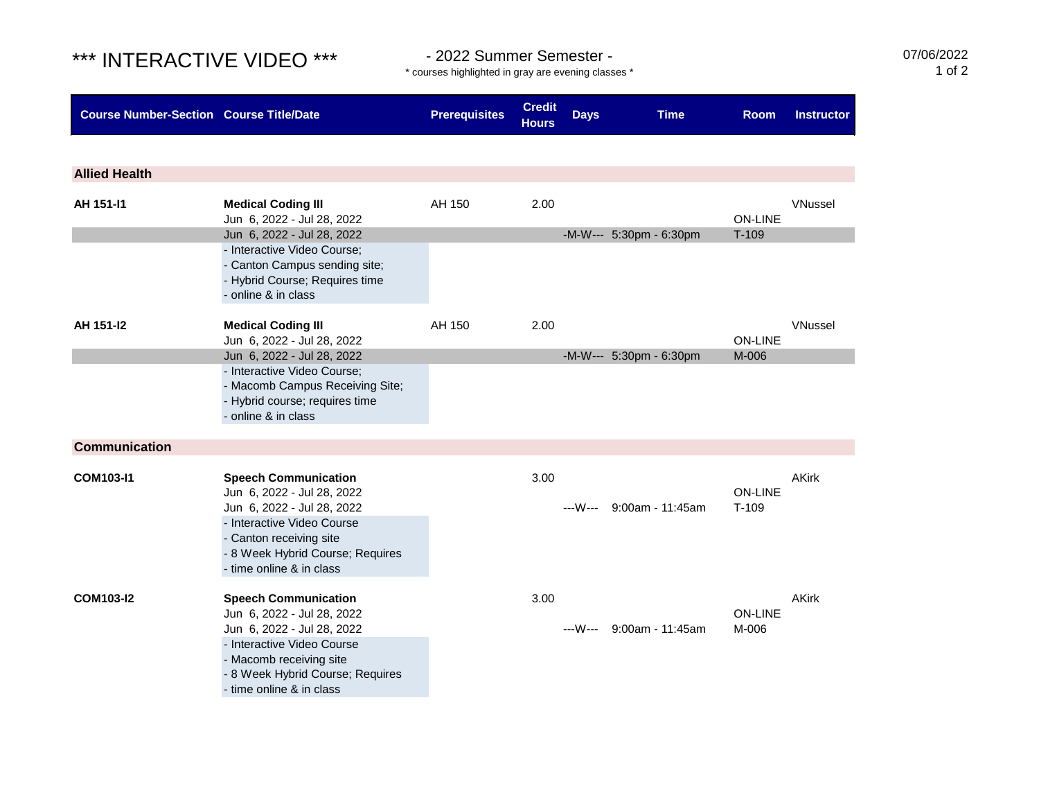# *** INTERACTIVE VIDEO ***

## - 2022 Summer Semester -

* courses highlighted in gray are evening classes *

07/06/2022

| Course Number-Section | Course Title/Date | Prerequisites | Credit Hours | Days | Time | Room | Instructor |
|---|---|---|---|---|---|---|---|
| **Allied Health** | | | | | | | |
| **AH 151-I1** | **Medical Coding III** | AH 150 | 2.00 | | | | VNussel |
| | Jun 6, 2022 - Jul 28, 2022 | | | | | ON-LINE | |
| | Jun 6, 2022 - Jul 28, 2022 | | | -M-W--- | 5:30pm - 6:30pm | T-109 | |
| | - Interactive Video Course;<br>- Canton Campus sending site;<br>- Hybrid Course; Requires time<br>- online & in class | | | | | | |
| **AH 151-I2** | **Medical Coding III** | AH 150 | 2.00 | | | | VNussel |
| | Jun 6, 2022 - Jul 28, 2022 | | | | | ON-LINE | |
| | Jun 6, 2022 - Jul 28, 2022 | | | -M-W--- | 5:30pm - 6:30pm | M-006 | |
| | - Interactive Video Course;<br>- Macomb Campus Receiving Site;<br>- Hybrid course; requires time<br>- online & in class | | | | | | |
| **Communication** | | | | | | | |
| **COM103-I1** | **Speech Communication** | | 3.00 | | | | AKirk |
| | Jun 6, 2022 - Jul 28, 2022 | | | | | ON-LINE | |
| | Jun 6, 2022 - Jul 28, 2022 | | | ---W--- | 9:00am - 11:45am | T-109 | |
| | - Interactive Video Course<br>- Canton receiving site<br>- 8 Week Hybrid Course; Requires<br>- time online & in class | | | | | | |
| **COM103-I2** | **Speech Communication** | | 3.00 | | | | AKirk |
| | Jun 6, 2022 - Jul 28, 2022 | | | | | ON-LINE | |
| | Jun 6, 2022 - Jul 28, 2022 | | | ---W--- | 9:00am - 11:45am | M-006 | |
| | - Interactive Video Course<br>- Macomb receiving site<br>- 8 Week Hybrid Course; Requires<br>- time online & in class | | | | | | |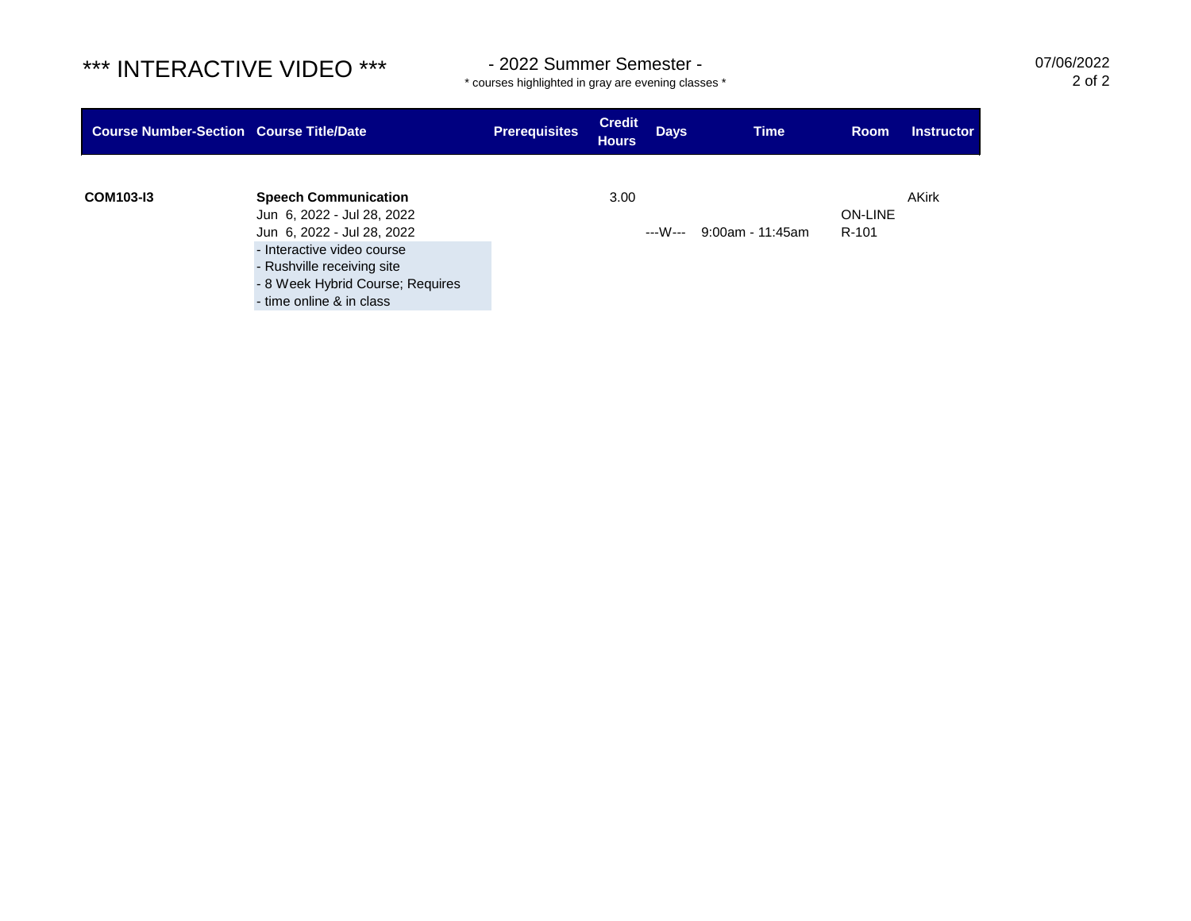# *** INTERACTIVE VIDEO ***

## - 2022 Summer Semester -

* courses highlighted in gray are evening classes *

07/06/2022

| Course Number-Section | Course Title/Date | Prerequisites | Credit Hours | Days | Time | Room | Instructor |
|---|---|---|---|---|---|---|---|
| **COM103-I3** | **Speech Communication** | | 3.00 | | | | AKirk |
| | Jun 6, 2022 - Jul 28, 2022 | | | | | ON-LINE | |
| | Jun 6, 2022 - Jul 28, 2022 | | | ---W--- | 9:00am - 11:45am | R-101 | |
| | - Interactive video course<br>- Rushville receiving site<br>- 8 Week Hybrid Course; Requires<br>- time online & in class | | | | | | |